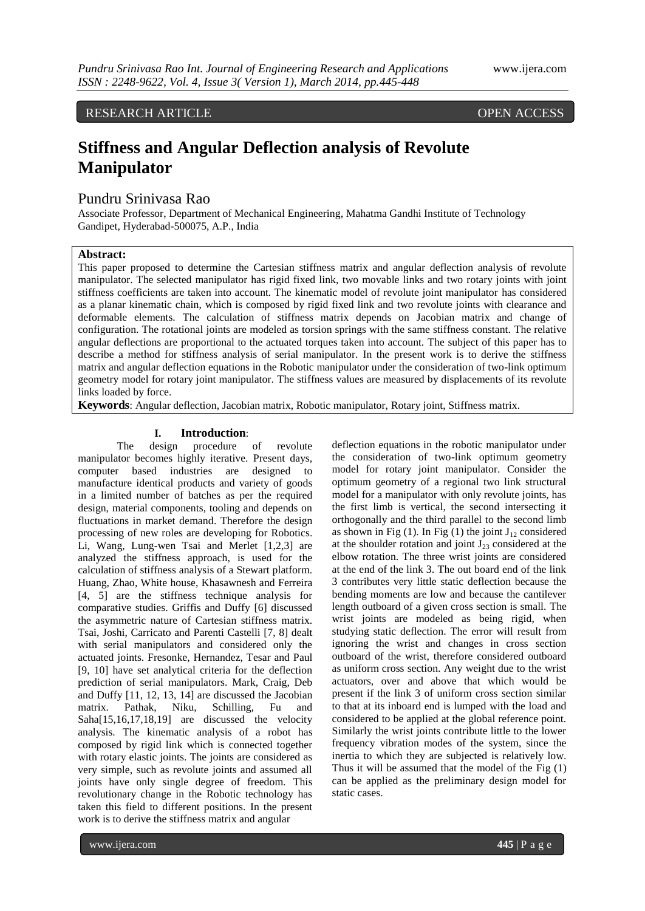RESEARCH ARTICLE OPEN ACCESS

# Stiffness and Angular Deflection analysis of Revolute Manipulator

Pundru Srinivasa Rao

Associate Professor, Department of Mechanical Engineering, Mahatma Gandhi Institute of Technology Gandipet, Hyderabad-500075, A.P., India

**Abstract:**
This paper proposed to determine the Cartesian stiffness matrix and angular deflection analysis of revolute manipulator. The selected manipulator has rigid fixed link, two movable links and two rotary joints with joint stiffness coefficients are taken into account. The kinematic model of revolute joint manipulator has considered as a planar kinematic chain, which is composed by rigid fixed link and two revolute joints with clearance and deformable elements. The calculation of stiffness matrix depends on Jacobian matrix and change of configuration. The rotational joints are modeled as torsion springs with the same stiffness constant. The relative angular deflections are proportional to the actuated torques taken into account. The subject of this paper has to describe a method for stiffness analysis of serial manipulator. In the present work is to derive the stiffness matrix and angular deflection equations in the Robotic manipulator under the consideration of two-link optimum geometry model for rotary joint manipulator. The stiffness values are measured by displacements of its revolute links loaded by force.

**Keywords**: Angular deflection, Jacobian matrix, Robotic manipulator, Rotary joint, Stiffness matrix.

## I. Introduction:

The design procedure of revolute manipulator becomes highly iterative. Present days, computer based industries are designed to manufacture identical products and variety of goods in a limited number of batches as per the required design, material components, tooling and depends on fluctuations in market demand. Therefore the design processing of new roles are developing for Robotics. Li, Wang, Lung-wen Tsai and Merlet [1,2,3] are analyzed the stiffness approach, is used for the calculation of stiffness analysis of a Stewart platform. Huang, Zhao, White house, Khasawnesh and Ferreira [4, 5] are the stiffness technique analysis for comparative studies. Griffis and Duffy [6] discussed the asymmetric nature of Cartesian stiffness matrix. Tsai, Joshi, Carricato and Parenti Castelli [7, 8] dealt with serial manipulators and considered only the actuated joints. Fresonke, Hernandez, Tesar and Paul [9, 10] have set analytical criteria for the deflection prediction of serial manipulators. Mark, Craig, Deb and Duffy [11, 12, 13, 14] are discussed the Jacobian matrix. Pathak, Niku, Schilling, Fu and Saha[15,16,17,18,19] are discussed the velocity analysis. The kinematic analysis of a robot has composed by rigid link which is connected together with rotary elastic joints. The joints are considered as very simple, such as revolute joints and assumed all joints have only single degree of freedom. This revolutionary change in the Robotic technology has taken this field to different positions. In the present work is to derive the stiffness matrix and angular deflection equations in the robotic manipulator under the consideration of two-link optimum geometry model for rotary joint manipulator. Consider the optimum geometry of a regional two link structural model for a manipulator with only revolute joints, has the first limb is vertical, the second intersecting it orthogonally and the third parallel to the second limb as shown in Fig (1). In Fig (1) the joint $J_{12}$ considered at the shoulder rotation and joint $J_{23}$ considered at the elbow rotation. The three wrist joints are considered at the end of the link 3. The out board end of the link 3 contributes very little static deflection because the bending moments are low and because the cantilever length outboard of a given cross section is small. The wrist joints are modeled as being rigid, when studying static deflection. The error will result from ignoring the wrist and changes in cross section outboard of the wrist, therefore considered outboard as uniform cross section. Any weight due to the wrist actuators, over and above that which would be present if the link 3 of uniform cross section similar to that at its inboard end is lumped with the load and considered to be applied at the global reference point. Similarly the wrist joints contribute little to the lower frequency vibration modes of the system, since the inertia to which they are subjected is relatively low. Thus it will be assumed that the model of the Fig (1) can be applied as the preliminary design model for static cases.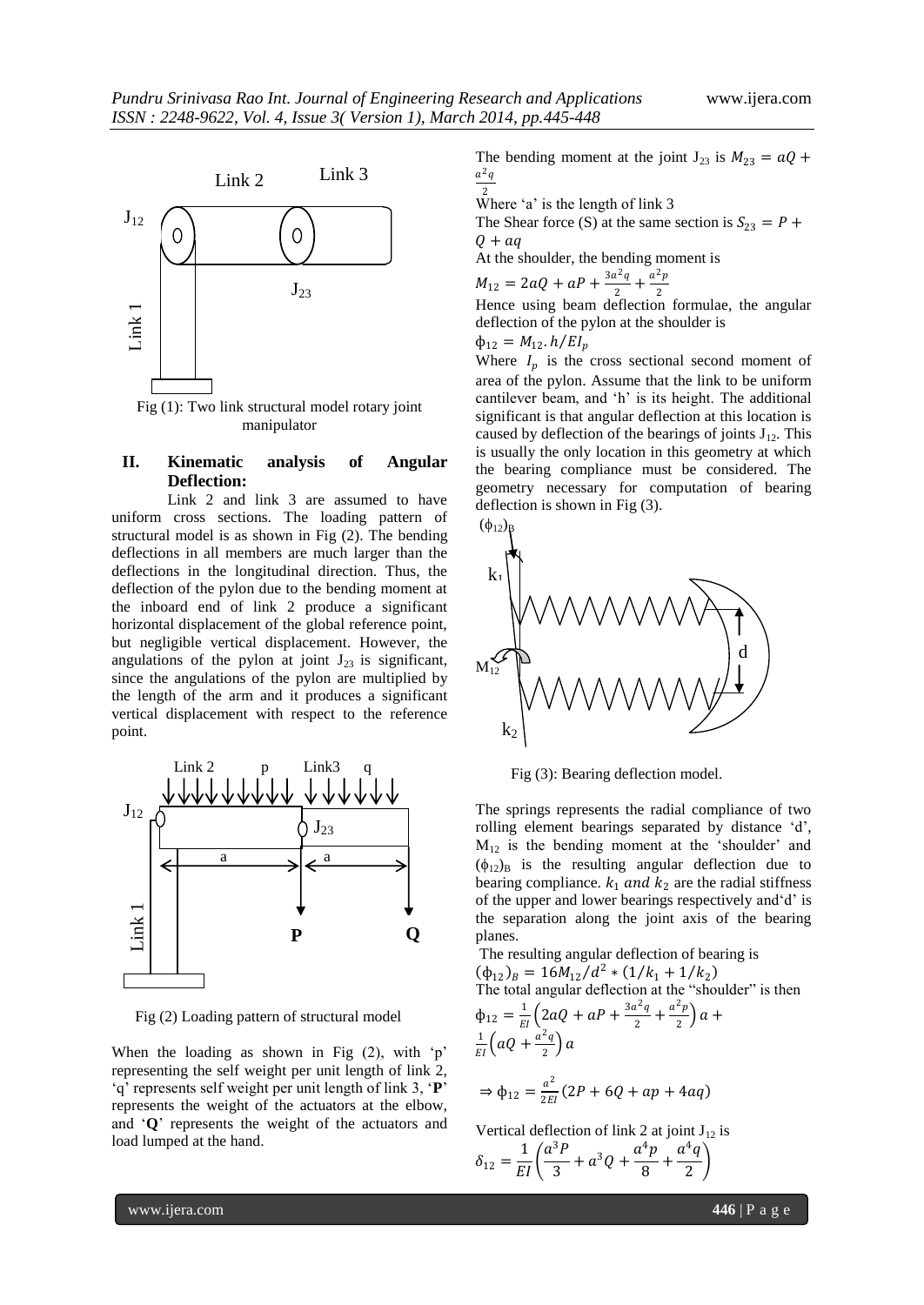Fig (1): Two link structural model rotary joint manipulator

## II. Kinematic analysis of Angular Deflection:

Link 2 and link 3 are assumed to have uniform cross sections. The loading pattern of structural model is as shown in Fig (2). The bending deflections in all members are much larger than the deflections in the longitudinal direction. Thus, the deflection of the pylon due to the bending moment at the inboard end of link 2 produce a significant horizontal displacement of the global reference point, but negligible vertical displacement. However, the angulations of the pylon at joint $J_{23}$ is significant, since the angulations of the pylon are multiplied by the length of the arm and it produces a significant vertical displacement with respect to the reference point.

Fig (2) Loading pattern of structural model

When the loading as shown in Fig (2), with 'p' representing the self weight per unit length of link 2, 'q' represents self weight per unit length of link 3, '**P**' represents the weight of the actuators at the elbow, and '**Q**' represents the weight of the actuators and load lumped at the hand.

The bending moment at the joint $J_{23}$ is $M_{23} = aQ + \frac{a^2q}{2}$

Where 'a' is the length of link 3

The Shear force (S) at the same section is $S_{23} = P + Q + aq$

At the shoulder, the bending moment is

$M_{12} = 2aQ + aP + \frac{3a^2q}{2} + \frac{a^2p}{2}$

Hence using beam deflection formulae, the angular deflection of the pylon at the shoulder is

$\phi_{12} = M_{12}.h/EI_p$

Where $I_p$ is the cross sectional second moment of area of the pylon. Assume that the link to be uniform cantilever beam, and 'h' is its height. The additional significant is that angular deflection at this location is caused by deflection of the bearings of joints $J_{12}$. This is usually the only location in this geometry at which the bearing compliance must be considered. The geometry necessary for computation of bearing deflection is shown in Fig (3).

Fig (3): Bearing deflection model.

The springs represents the radial compliance of two rolling element bearings separated by distance 'd', $M_{12}$ is the bending moment at the 'shoulder' and $(\phi_{12})_B$ is the resulting angular deflection due to bearing compliance. $k_1$ *and* $k_2$ are the radial stiffness of the upper and lower bearings respectively and'd' is the separation along the joint axis of the bearing planes.

The resulting angular deflection of bearing is

$(\phi_{12})_B = 16M_{12}/d^2 * (1/k_1 + 1/k_2)$

The total angular deflection at the "shoulder" is then

$$\phi_{12} = \frac{1}{EI}\left(2aQ + aP + \frac{3a^2q}{2} + \frac{a^2p}{2}\right)a + \frac{1}{EI}\left(aQ + \frac{a^2q}{2}\right)a$$

$$\Rightarrow \phi_{12} = \frac{a^2}{2EI}(2P + 6Q + ap + 4aq)$$

Vertical deflection of link 2 at joint $J_{12}$ is

$$\delta_{12} = \frac{1}{EI}\left(\frac{a^3P}{3} + a^3Q + \frac{a^4p}{8} + \frac{a^4q}{2}\right)$$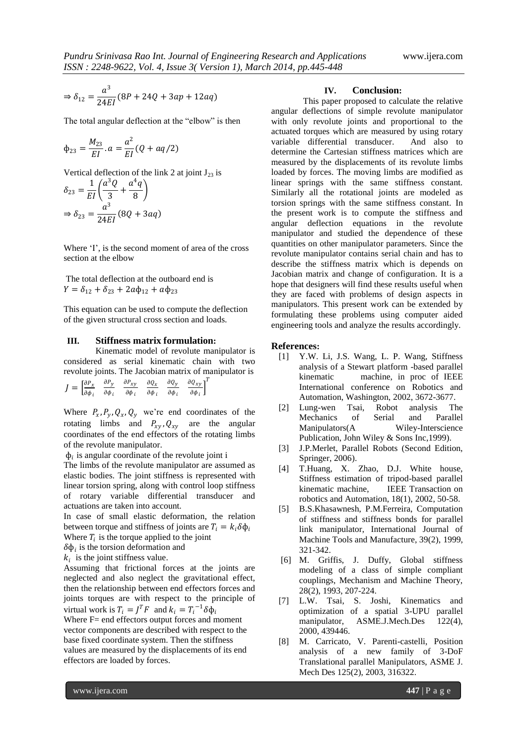$$\Rightarrow \delta_{12} = \frac{a^3}{24EI}(8P + 24Q + 3ap + 12aq)$$

The total angular deflection at the "elbow" is then

$$\phi_{23} = \frac{M_{23}}{EI}.a = \frac{a^2}{EI}(Q + aq/2)$$

Vertical deflection of the link 2 at joint $J_{23}$ is

$$\delta_{23} = \frac{1}{EI}\left(\frac{a^3 Q}{3} + \frac{a^4 q}{8}\right)$$

$$\Rightarrow \delta_{23} = \frac{a^3}{24EI}(8Q + 3aq)$$

Where 'I', is the second moment of area of the cross section at the elbow

The total deflection at the outboard end is

$Y = \delta_{12} + \delta_{23} + 2a\phi_{12} + a\phi_{23}$

This equation can be used to compute the deflection of the given structural cross section and loads.

## III. Stiffness matrix formulation:

Kinematic model of revolute manipulator is considered as serial kinematic chain with two revolute joints. The Jacobian matrix of manipulator is

$$J = \left[\frac{\partial P_x}{\partial \phi_i} \quad \frac{\partial P_y}{\partial \phi_i} \quad \frac{\partial P_{xy}}{\partial \phi_i} \quad \frac{\partial Q_x}{\partial \phi_i} \quad \frac{\partial Q_y}{\partial \phi_i} \quad \frac{\partial Q_{xy}}{\partial \phi_i}\right]^T$$

Where $P_x, P_y, Q_x, Q_y$ we're end coordinates of the rotating limbs and $P_{xy}, Q_{xy}$ are the angular coordinates of the end effectors of the rotating limbs of the revolute manipulator.

$\phi_i$ is angular coordinate of the revolute joint i

The limbs of the revolute manipulator are assumed as elastic bodies. The joint stiffness is represented with linear torsion spring, along with control loop stiffness of rotary variable differential transducer and actuations are taken into account.

In case of small elastic deformation, the relation between torque and stiffness of joints are $T_i = k_i \delta\phi_i$

Where $T_i$ is the torque applied to the joint

$\delta\phi_i$ is the torsion deformation and

$k_i$ is the joint stiffness value.

Assuming that frictional forces at the joints are neglected and also neglect the gravitational effect, then the relationship between end effectors forces and joints torques are with respect to the principle of virtual work is $T_i = J^T F$ and $k_i = T_i^{-1}\delta\phi_i$

Where F= end effectors output forces and moment vector components are described with respect to the base fixed coordinate system. Then the stiffness values are measured by the displacements of its end effectors are loaded by forces.

## IV. Conclusion:

This paper proposed to calculate the relative angular deflections of simple revolute manipulator with only revolute joints and proportional to the actuated torques which are measured by using rotary variable differential transducer. And also to determine the Cartesian stiffness matrices which are measured by the displacements of its revolute limbs loaded by forces. The moving limbs are modified as linear springs with the same stiffness constant. Similarly all the rotational joints are modeled as torsion springs with the same stiffness constant. In the present work is to compute the stiffness and angular deflection equations in the revolute manipulator and studied the dependence of these quantities on other manipulator parameters. Since the revolute manipulator contains serial chain and has to describe the stiffness matrix which is depends on Jacobian matrix and change of configuration. It is a hope that designers will find these results useful when they are faced with problems of design aspects in manipulators. This present work can be extended by formulating these problems using computer aided engineering tools and analyze the results accordingly.

## References:

[1] Y.W. Li, J.S. Wang, L. P. Wang, Stiffness analysis of a Stewart platform -based parallel kinematic machine, in proc of IEEE International conference on Robotics and Automation, Washington, 2002, 3672-3677.

[2] Lung-wen Tsai, Robot analysis The Mechanics of Serial and Parallel Manipulators(A Wiley-Interscience Publication, John Wiley & Sons Inc,1999).

[3] J.P.Merlet, Parallel Robots (Second Edition, Springer, 2006).

[4] T.Huang, X. Zhao, D.J. White house, Stiffness estimation of tripod-based parallel kinematic machine, IEEE Transaction on robotics and Automation, 18(1), 2002, 50-58.

[5] B.S.Khasawnesh, P.M.Ferreira, Computation of stiffness and stiffness bonds for parallel link manipulator, International Journal of Machine Tools and Manufacture, 39(2), 1999, 321-342.

[6] M. Griffis, J. Duffy, Global stiffness modeling of a class of simple compliant couplings, Mechanism and Machine Theory, 28(2), 1993, 207-224.

[7] L.W. Tsai, S. Joshi, Kinematics and optimization of a spatial 3-UPU parallel manipulator, ASME.J.Mech.Des 122(4), 2000, 439446.

[8] M. Carricato, V. Parenti-castelli, Position analysis of a new family of 3-DoF Translational parallel Manipulators, ASME J. Mech Des 125(2), 2003, 316322.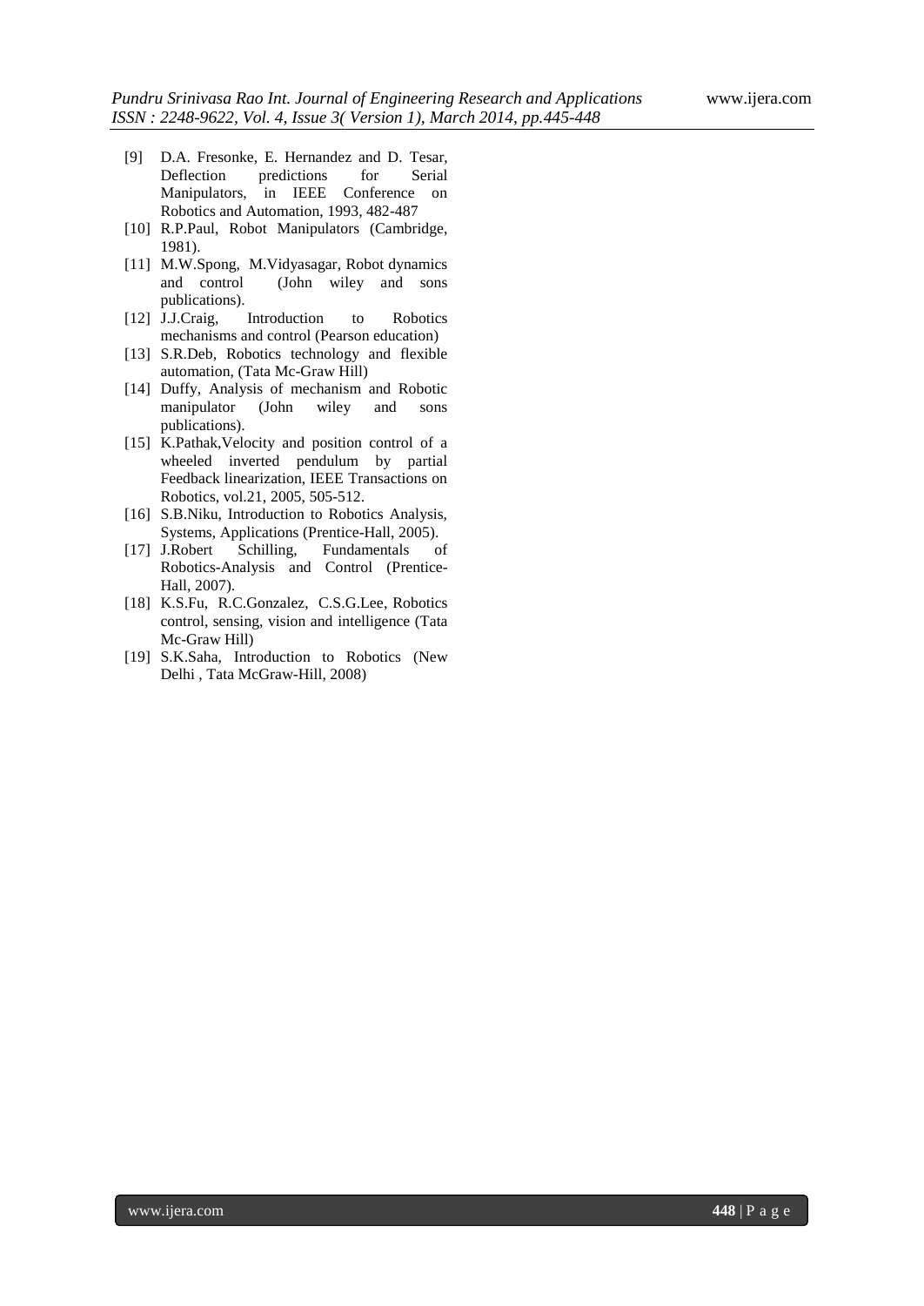[9] D.A. Fresonke, E. Hernandez and D. Tesar, Deflection predictions for Serial Manipulators, in IEEE Conference on Robotics and Automation, 1993, 482-487

[10] R.P.Paul, Robot Manipulators (Cambridge, 1981).

[11] M.W.Spong, M.Vidyasagar, Robot dynamics and control (John wiley and sons publications).

[12] J.J.Craig, Introduction to Robotics mechanisms and control (Pearson education)

[13] S.R.Deb, Robotics technology and flexible automation, (Tata Mc-Graw Hill)

[14] Duffy, Analysis of mechanism and Robotic manipulator (John wiley and sons publications).

[15] K.Pathak,Velocity and position control of a wheeled inverted pendulum by partial Feedback linearization, IEEE Transactions on Robotics, vol.21, 2005, 505-512.

[16] S.B.Niku, Introduction to Robotics Analysis, Systems, Applications (Prentice-Hall, 2005).

[17] J.Robert Schilling, Fundamentals of Robotics-Analysis and Control (Prentice-Hall, 2007).

[18] K.S.Fu, R.C.Gonzalez, C.S.G.Lee, Robotics control, sensing, vision and intelligence (Tata Mc-Graw Hill)

[19] S.K.Saha, Introduction to Robotics (New Delhi , Tata McGraw-Hill, 2008)